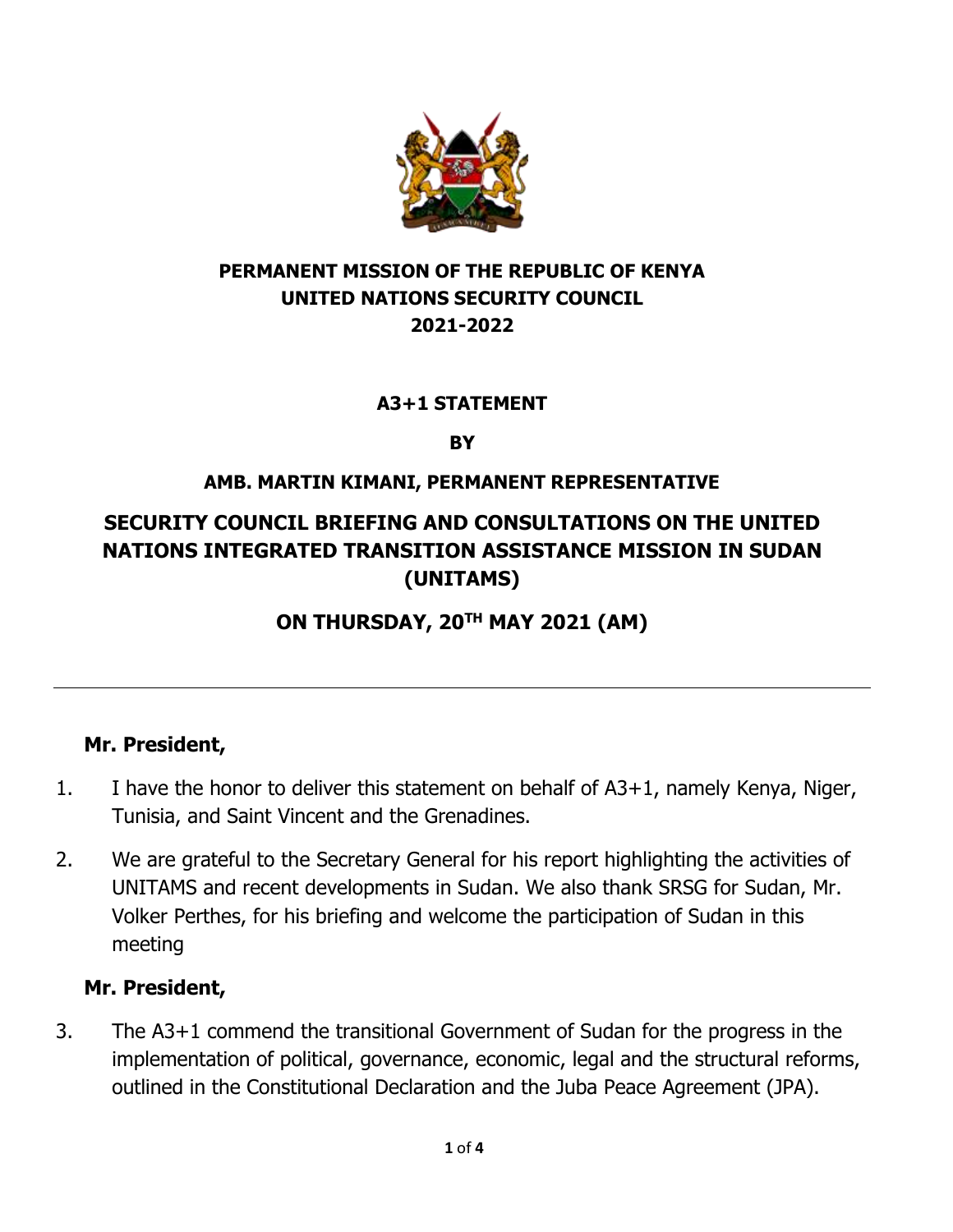**PERMANENT MISSION OF THE REPUBLIC OF KENYA**
**UNITED NATIONS SECURITY COUNCIL**
**2021-2022**

**A3+1 STATEMENT**

**BY**

**AMB. MARTIN KIMANI, PERMANENT REPRESENTATIVE**

# SECURITY COUNCIL BRIEFING AND CONSULTATIONS ON THE UNITED NATIONS INTEGRATED TRANSITION ASSISTANCE MISSION IN SUDAN (UNITAMS)

## ON THURSDAY, 20TH MAY 2021 (AM)

---

**Mr. President,**

1. I have the honor to deliver this statement on behalf of A3+1, namely Kenya, Niger, Tunisia, and Saint Vincent and the Grenadines.

2. We are grateful to the Secretary General for his report highlighting the activities of UNITAMS and recent developments in Sudan. We also thank SRSG for Sudan, Mr. Volker Perthes, for his briefing and welcome the participation of Sudan in this meeting

**Mr. President,**

3. The A3+1 commend the transitional Government of Sudan for the progress in the implementation of political, governance, economic, legal and the structural reforms, outlined in the Constitutional Declaration and the Juba Peace Agreement (JPA).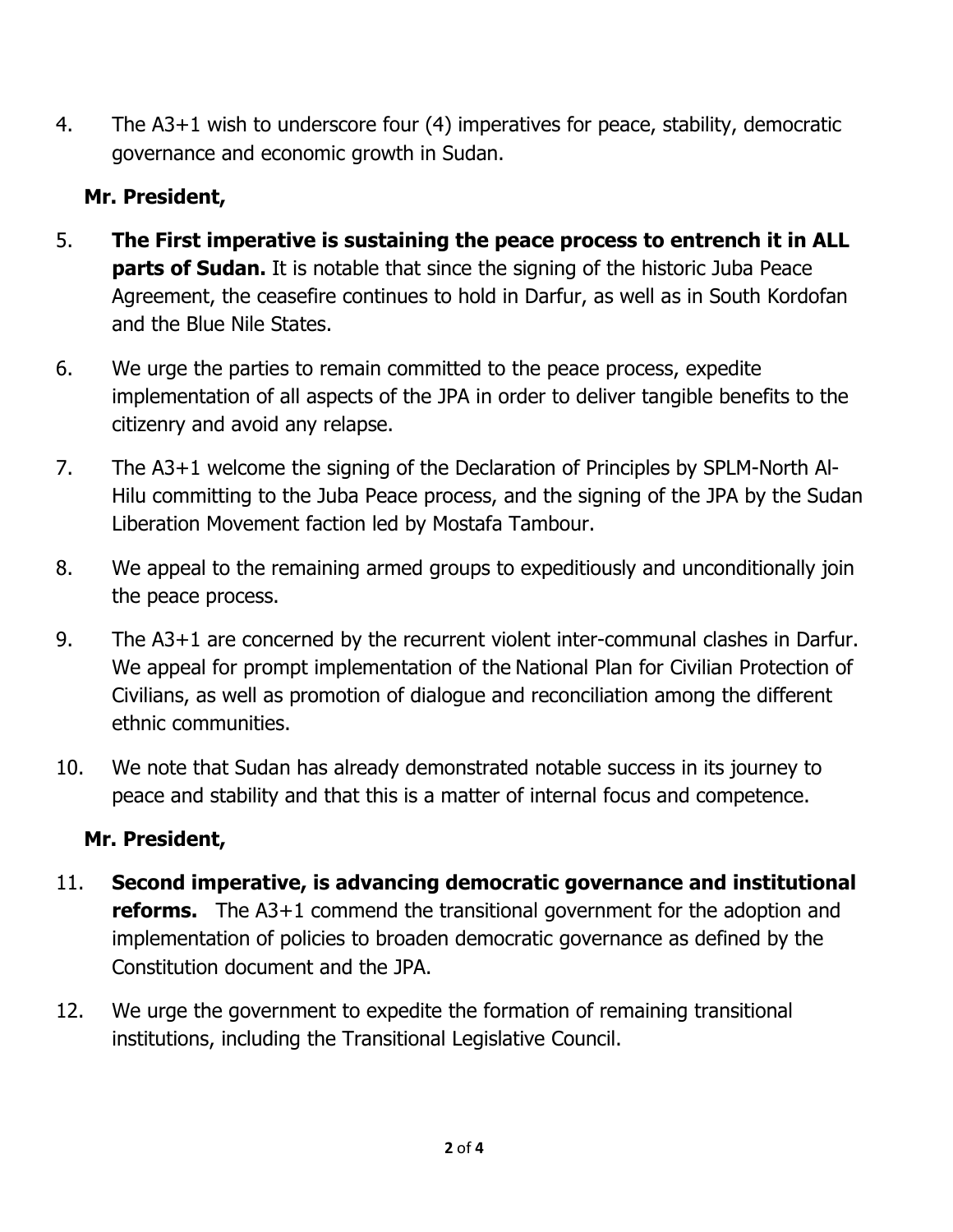4. The A3+1 wish to underscore four (4) imperatives for peace, stability, democratic governance and economic growth in Sudan.

**Mr. President,**

5. **The First imperative is sustaining the peace process to entrench it in ALL parts of Sudan.** It is notable that since the signing of the historic Juba Peace Agreement, the ceasefire continues to hold in Darfur, as well as in South Kordofan and the Blue Nile States.

6. We urge the parties to remain committed to the peace process, expedite implementation of all aspects of the JPA in order to deliver tangible benefits to the citizenry and avoid any relapse.

7. The A3+1 welcome the signing of the Declaration of Principles by SPLM-North Al-Hilu committing to the Juba Peace process, and the signing of the JPA by the Sudan Liberation Movement faction led by Mostafa Tambour.

8. We appeal to the remaining armed groups to expeditiously and unconditionally join the peace process.

9. The A3+1 are concerned by the recurrent violent inter-communal clashes in Darfur. We appeal for prompt implementation of the National Plan for Civilian Protection of Civilians, as well as promotion of dialogue and reconciliation among the different ethnic communities.

10. We note that Sudan has already demonstrated notable success in its journey to peace and stability and that this is a matter of internal focus and competence.

**Mr. President,**

11. **Second imperative, is advancing democratic governance and institutional reforms.** The A3+1 commend the transitional government for the adoption and implementation of policies to broaden democratic governance as defined by the Constitution document and the JPA.

12. We urge the government to expedite the formation of remaining transitional institutions, including the Transitional Legislative Council.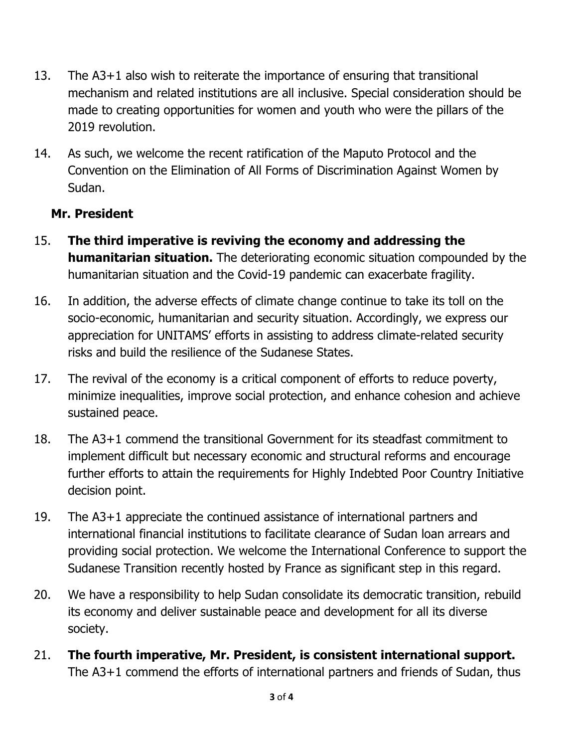13. The A3+1 also wish to reiterate the importance of ensuring that transitional mechanism and related institutions are all inclusive. Special consideration should be made to creating opportunities for women and youth who were the pillars of the 2019 revolution.

14. As such, we welcome the recent ratification of the Maputo Protocol and the Convention on the Elimination of All Forms of Discrimination Against Women by Sudan.

**Mr. President**

15. **The third imperative is reviving the economy and addressing the humanitarian situation.** The deteriorating economic situation compounded by the humanitarian situation and the Covid-19 pandemic can exacerbate fragility.

16. In addition, the adverse effects of climate change continue to take its toll on the socio-economic, humanitarian and security situation. Accordingly, we express our appreciation for UNITAMS' efforts in assisting to address climate-related security risks and build the resilience of the Sudanese States.

17. The revival of the economy is a critical component of efforts to reduce poverty, minimize inequalities, improve social protection, and enhance cohesion and achieve sustained peace.

18. The A3+1 commend the transitional Government for its steadfast commitment to implement difficult but necessary economic and structural reforms and encourage further efforts to attain the requirements for Highly Indebted Poor Country Initiative decision point.

19. The A3+1 appreciate the continued assistance of international partners and international financial institutions to facilitate clearance of Sudan loan arrears and providing social protection. We welcome the International Conference to support the Sudanese Transition recently hosted by France as significant step in this regard.

20. We have a responsibility to help Sudan consolidate its democratic transition, rebuild its economy and deliver sustainable peace and development for all its diverse society.

21. **The fourth imperative, Mr. President, is consistent international support.** The A3+1 commend the efforts of international partners and friends of Sudan, thus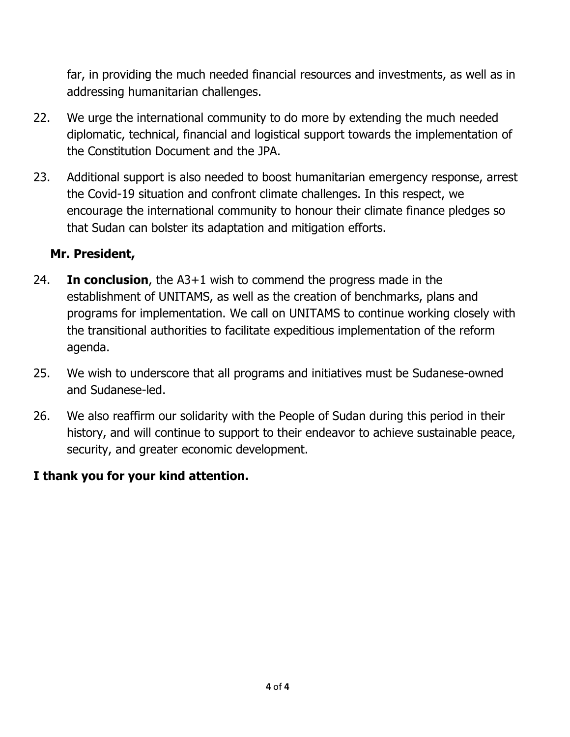far, in providing the much needed financial resources and investments, as well as in addressing humanitarian challenges.

22. We urge the international community to do more by extending the much needed diplomatic, technical, financial and logistical support towards the implementation of the Constitution Document and the JPA.

23. Additional support is also needed to boost humanitarian emergency response, arrest the Covid-19 situation and confront climate challenges. In this respect, we encourage the international community to honour their climate finance pledges so that Sudan can bolster its adaptation and mitigation efforts.

**Mr. President,**

24. **In conclusion**, the A3+1 wish to commend the progress made in the establishment of UNITAMS, as well as the creation of benchmarks, plans and programs for implementation. We call on UNITAMS to continue working closely with the transitional authorities to facilitate expeditious implementation of the reform agenda.

25. We wish to underscore that all programs and initiatives must be Sudanese-owned and Sudanese-led.

26. We also reaffirm our solidarity with the People of Sudan during this period in their history, and will continue to support to their endeavor to achieve sustainable peace, security, and greater economic development.

**I thank you for your kind attention.**